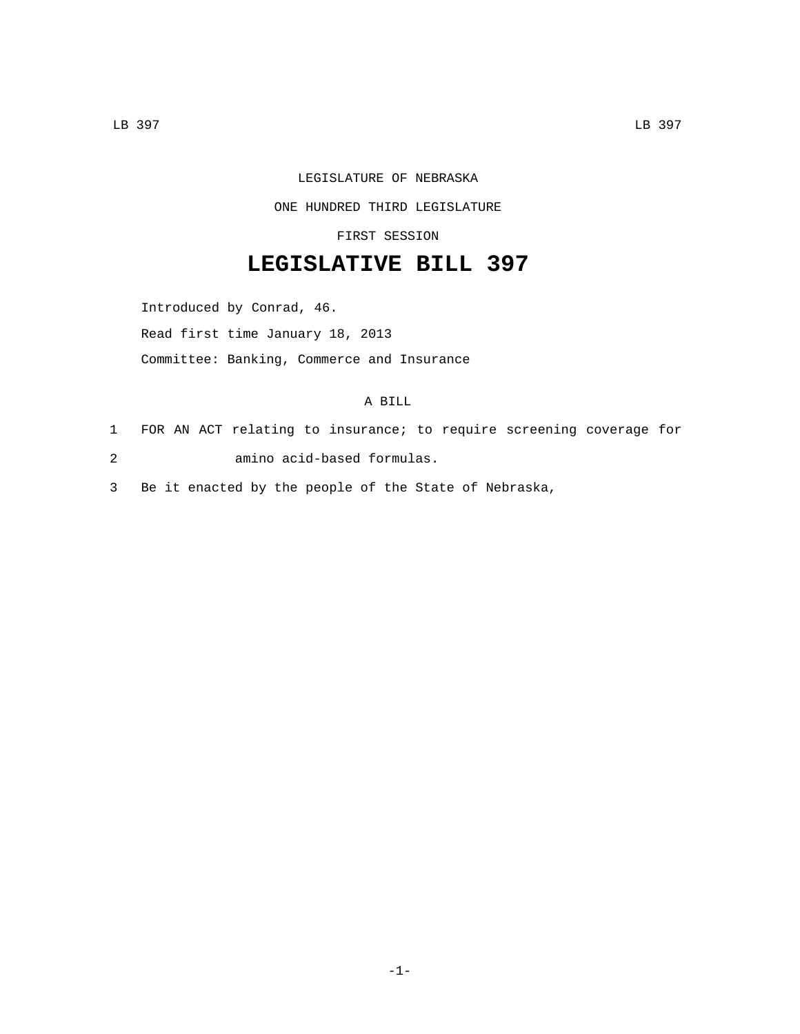LEGISLATURE OF NEBRASKA

ONE HUNDRED THIRD LEGISLATURE

FIRST SESSION

# LEGISLATIVE BILL 397

Introduced by Conrad, 46.

Read first time January 18, 2013

Committee: Banking, Commerce and Insurance

A BILL

1 FOR AN ACT relating to insurance; to require screening coverage for
2 amino acid-based formulas.
3 Be it enacted by the people of the State of Nebraska,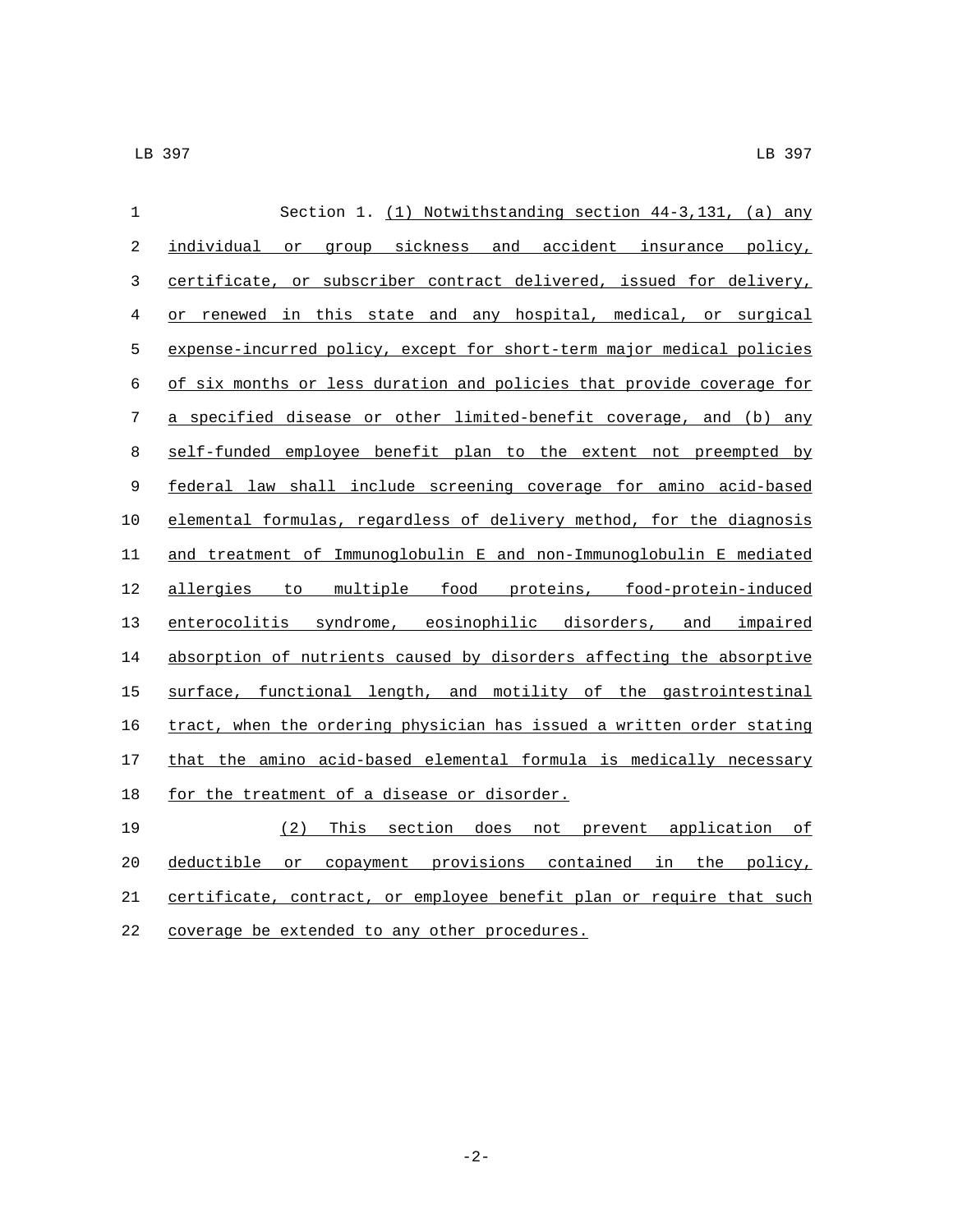Section 1. (1) Notwithstanding section 44-3,131, (a) any individual or group sickness and accident insurance policy, certificate, or subscriber contract delivered, issued for delivery, or renewed in this state and any hospital, medical, or surgical expense-incurred policy, except for short-term major medical policies of six months or less duration and policies that provide coverage for a specified disease or other limited-benefit coverage, and (b) any self-funded employee benefit plan to the extent not preempted by federal law shall include screening coverage for amino acid-based elemental formulas, regardless of delivery method, for the diagnosis and treatment of Immunoglobulin E and non-Immunoglobulin E mediated allergies to multiple food proteins, food-protein-induced enterocolitis syndrome, eosinophilic disorders, and impaired absorption of nutrients caused by disorders affecting the absorptive surface, functional length, and motility of the gastrointestinal tract, when the ordering physician has issued a written order stating that the amino acid-based elemental formula is medically necessary for the treatment of a disease or disorder.

(2) This section does not prevent application of deductible or copayment provisions contained in the policy, certificate, contract, or employee benefit plan or require that such coverage be extended to any other procedures.